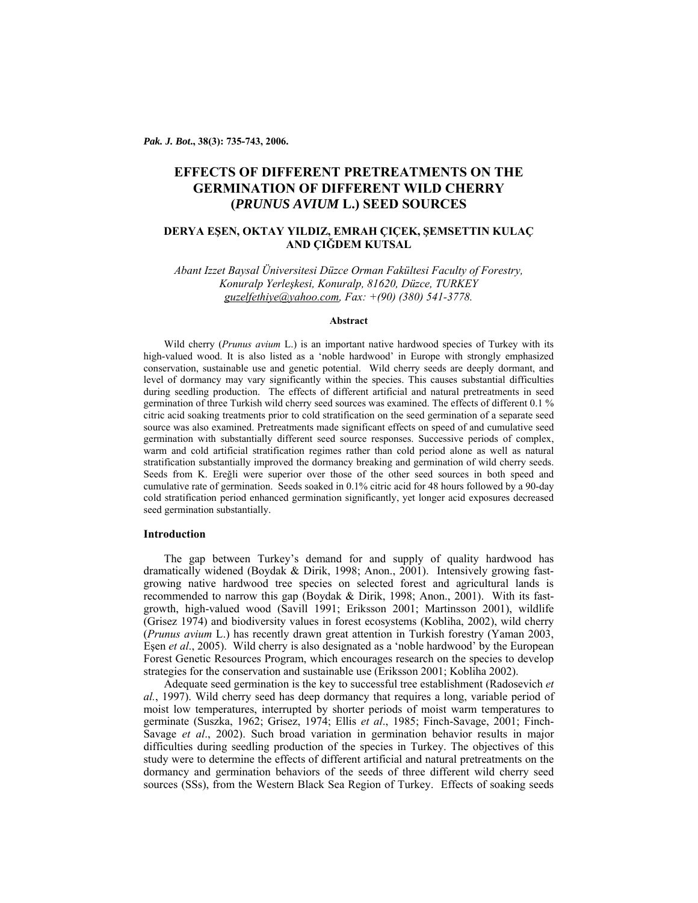# EFFECTS OF DIFFERENT PRETREATMENTS ON THE GERMINATION OF DIFFERENT WILD CHERRY (*PRUNUS AVIUM* L.) SEED SOURCES

**DERYA EŞEN, OKTAY YILDIZ, EMRAH ÇIÇEK, ŞEMSETTIN KULAÇ AND ÇIĞDEM KUTSAL**

*Abant Izzet Baysal Üniversitesi Düzce Orman Fakültesi Faculty of Forestry, Konuralp Yerleşkesi, Konuralp, 81620, Düzce, TURKEY*
*guzelfethiye@yahoo.com, Fax: +(90) (380) 541-3778.*

## Abstract

Wild cherry (*Prunus avium* L.) is an important native hardwood species of Turkey with its high-valued wood. It is also listed as a 'noble hardwood' in Europe with strongly emphasized conservation, sustainable use and genetic potential. Wild cherry seeds are deeply dormant, and level of dormancy may vary significantly within the species. This causes substantial difficulties during seedling production. The effects of different artificial and natural pretreatments in seed germination of three Turkish wild cherry seed sources was examined. The effects of different 0.1 % citric acid soaking treatments prior to cold stratification on the seed germination of a separate seed source was also examined. Pretreatments made significant effects on speed of and cumulative seed germination with substantially different seed source responses. Successive periods of complex, warm and cold artificial stratification regimes rather than cold period alone as well as natural stratification substantially improved the dormancy breaking and germination of wild cherry seeds. Seeds from K. Ereğli were superior over those of the other seed sources in both speed and cumulative rate of germination. Seeds soaked in 0.1% citric acid for 48 hours followed by a 90-day cold stratification period enhanced germination significantly, yet longer acid exposures decreased seed germination substantially.

## Introduction

The gap between Turkey's demand for and supply of quality hardwood has dramatically widened (Boydak & Dirik, 1998; Anon., 2001). Intensively growing fast-growing native hardwood tree species on selected forest and agricultural lands is recommended to narrow this gap (Boydak & Dirik, 1998; Anon., 2001). With its fast-growth, high-valued wood (Savill 1991; Eriksson 2001; Martinsson 2001), wildlife (Grisez 1974) and biodiversity values in forest ecosystems (Kobliha, 2002), wild cherry (*Prunus avium* L.) has recently drawn great attention in Turkish forestry (Yaman 2003, Eşen *et al*., 2005). Wild cherry is also designated as a 'noble hardwood' by the European Forest Genetic Resources Program, which encourages research on the species to develop strategies for the conservation and sustainable use (Eriksson 2001; Kobliha 2002).

Adequate seed germination is the key to successful tree establishment (Radosevich *et al.*, 1997). Wild cherry seed has deep dormancy that requires a long, variable period of moist low temperatures, interrupted by shorter periods of moist warm temperatures to germinate (Suszka, 1962; Grisez, 1974; Ellis *et al*., 1985; Finch-Savage, 2001; Finch-Savage *et al*., 2002). Such broad variation in germination behavior results in major difficulties during seedling production of the species in Turkey. The objectives of this study were to determine the effects of different artificial and natural pretreatments on the dormancy and germination behaviors of the seeds of three different wild cherry seed sources (SSs), from the Western Black Sea Region of Turkey. Effects of soaking seeds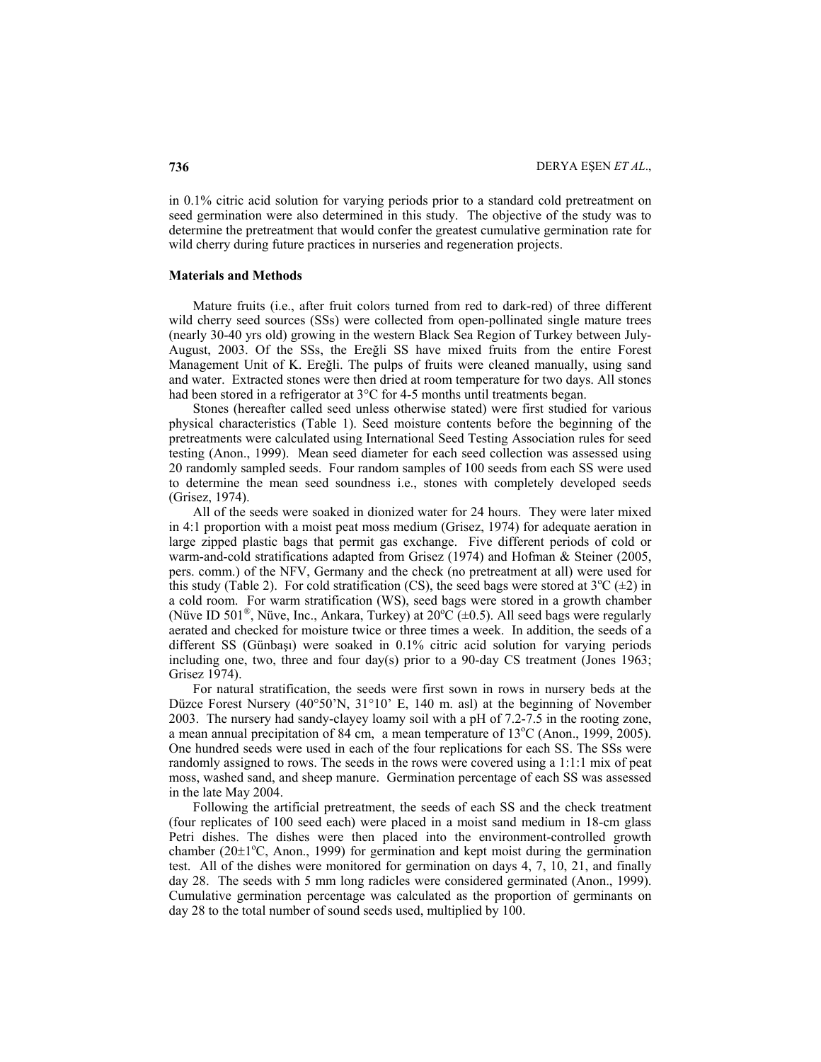in 0.1% citric acid solution for varying periods prior to a standard cold pretreatment on seed germination were also determined in this study. The objective of the study was to determine the pretreatment that would confer the greatest cumulative germination rate for wild cherry during future practices in nurseries and regeneration projects.

## Materials and Methods

Mature fruits (i.e., after fruit colors turned from red to dark-red) of three different wild cherry seed sources (SSs) were collected from open-pollinated single mature trees (nearly 30-40 yrs old) growing in the western Black Sea Region of Turkey between July-August, 2003. Of the SSs, the Ereğli SS have mixed fruits from the entire Forest Management Unit of K. Ereğli. The pulps of fruits were cleaned manually, using sand and water. Extracted stones were then dried at room temperature for two days. All stones had been stored in a refrigerator at 3°C for 4-5 months until treatments began.

Stones (hereafter called seed unless otherwise stated) were first studied for various physical characteristics (Table 1). Seed moisture contents before the beginning of the pretreatments were calculated using International Seed Testing Association rules for seed testing (Anon., 1999). Mean seed diameter for each seed collection was assessed using 20 randomly sampled seeds. Four random samples of 100 seeds from each SS were used to determine the mean seed soundness i.e., stones with completely developed seeds (Grisez, 1974).

All of the seeds were soaked in dionized water for 24 hours. They were later mixed in 4:1 proportion with a moist peat moss medium (Grisez, 1974) for adequate aeration in large zipped plastic bags that permit gas exchange. Five different periods of cold or warm-and-cold stratifications adapted from Grisez (1974) and Hofman & Steiner (2005, pers. comm.) of the NFV, Germany and the check (no pretreatment at all) were used for this study (Table 2). For cold stratification (CS), the seed bags were stored at 3°C (±2) in a cold room. For warm stratification (WS), seed bags were stored in a growth chamber (Nüve ID 501®, Nüve, Inc., Ankara, Turkey) at 20°C (±0.5). All seed bags were regularly aerated and checked for moisture twice or three times a week. In addition, the seeds of a different SS (Günbaşı) were soaked in 0.1% citric acid solution for varying periods including one, two, three and four day(s) prior to a 90-day CS treatment (Jones 1963; Grisez 1974).

For natural stratification, the seeds were first sown in rows in nursery beds at the Düzce Forest Nursery (40°50'N, 31°10' E, 140 m. asl) at the beginning of November 2003. The nursery had sandy-clayey loamy soil with a pH of 7.2-7.5 in the rooting zone, a mean annual precipitation of 84 cm, a mean temperature of 13°C (Anon., 1999, 2005). One hundred seeds were used in each of the four replications for each SS. The SSs were randomly assigned to rows. The seeds in the rows were covered using a 1:1:1 mix of peat moss, washed sand, and sheep manure. Germination percentage of each SS was assessed in the late May 2004.

Following the artificial pretreatment, the seeds of each SS and the check treatment (four replicates of 100 seed each) were placed in a moist sand medium in 18-cm glass Petri dishes. The dishes were then placed into the environment-controlled growth chamber (20±1°C, Anon., 1999) for germination and kept moist during the germination test. All of the dishes were monitored for germination on days 4, 7, 10, 21, and finally day 28. The seeds with 5 mm long radicles were considered germinated (Anon., 1999). Cumulative germination percentage was calculated as the proportion of germinants on day 28 to the total number of sound seeds used, multiplied by 100.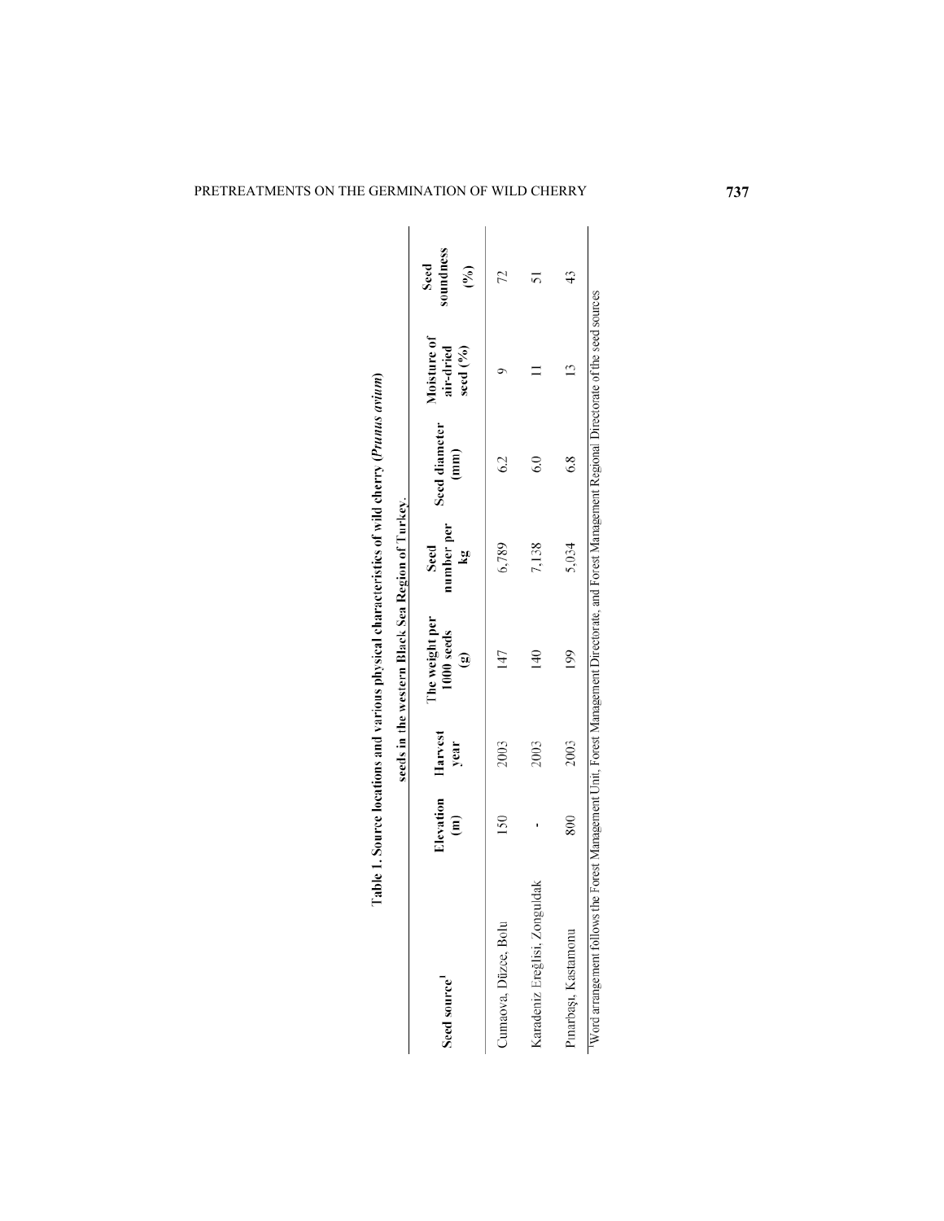**Table 1. Source locations and various physical characteristics of wild cherry (*Prunus avium*) seeds in the western Black Sea Region of Turkey.**

| Seed source[1] | Elevation (m) | Harvest year | The weight per 1000 seeds (g) | Seed number per kg | Seed diameter (mm) | Moisture of air-dried seed (%) | Seed soundness (%) |
|---|---|---|---|---|---|---|---|
| Cumaova, Düzce, Bolu | 150 | 2003 | 147 | 6,789 | 6.2 | 9 | 72 |
| Karadeniz Ereğlisi, Zonguldak | - | 2003 | 140 | 7,138 | 6.0 | 11 | 51 |
| Pınarbaşı, Kastamonu | 800 | 2003 | 199 | 5,034 | 6.8 | 13 | 43 |

[1]Word arrangement follows the Forest Management Unit, Forest Management Directorate, and Forest Management Regional Directorate of the seed sources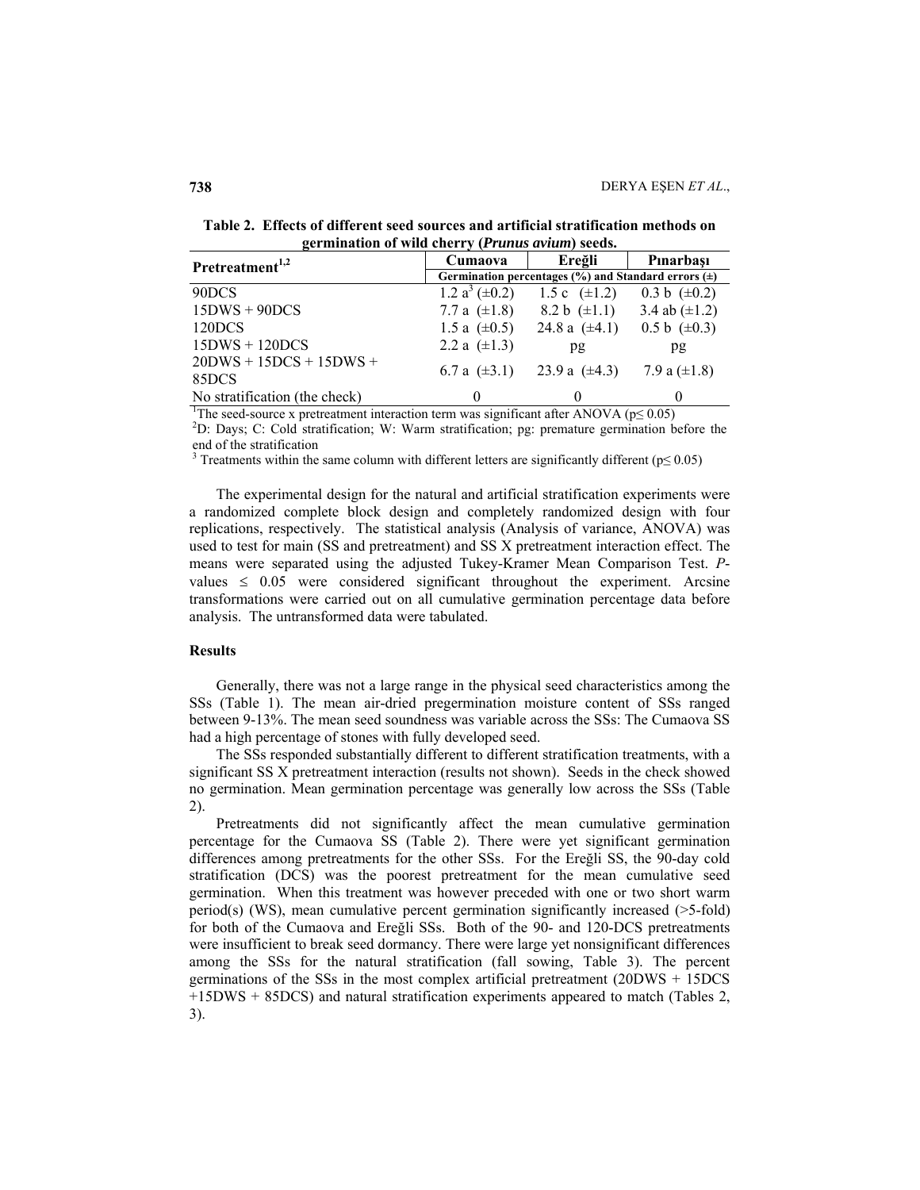**Table 2. Effects of different seed sources and artificial stratification methods on germination of wild cherry (*Prunus avium*) seeds.**

| Pretreatment[1,2] | Cumaova | Ereğli | Pınarbaşı |
|---|---|---|---|
| | Germination percentages (%) and Standard errors (±) | | |
| 90DCS | 1.2 a[3] (±0.2) | 1.5 c (±1.2) | 0.3 b (±0.2) |
| 15DWS + 90DCS | 7.7 a (±1.8) | 8.2 b (±1.1) | 3.4 ab (±1.2) |
| 120DCS | 1.5 a (±0.5) | 24.8 a (±4.1) | 0.5 b (±0.3) |
| 15DWS + 120DCS | 2.2 a (±1.3) | pg | pg |
| 20DWS + 15DCS + 15DWS + 85DCS | 6.7 a (±3.1) | 23.9 a (±4.3) | 7.9 a (±1.8) |
| No stratification (the check) | 0 | 0 | 0 |

[1]The seed-source x pretreatment interaction term was significant after ANOVA ($p \leq 0.05$)

[2]D: Days; C: Cold stratification; W: Warm stratification; pg: premature germination before the end of the stratification

[3] Treatments within the same column with different letters are significantly different ($p \leq 0.05$)

The experimental design for the natural and artificial stratification experiments were a randomized complete block design and completely randomized design with four replications, respectively. The statistical analysis (Analysis of variance, ANOVA) was used to test for main (SS and pretreatment) and SS X pretreatment interaction effect. The means were separated using the adjusted Tukey-Kramer Mean Comparison Test. *P*-values ≤ 0.05 were considered significant throughout the experiment. Arcsine transformations were carried out on all cumulative germination percentage data before analysis. The untransformed data were tabulated.

## Results

Generally, there was not a large range in the physical seed characteristics among the SSs (Table 1). The mean air-dried pregermination moisture content of SSs ranged between 9-13%. The mean seed soundness was variable across the SSs: The Cumaova SS had a high percentage of stones with fully developed seed.

The SSs responded substantially different to different stratification treatments, with a significant SS X pretreatment interaction (results not shown). Seeds in the check showed no germination. Mean germination percentage was generally low across the SSs (Table 2).

Pretreatments did not significantly affect the mean cumulative germination percentage for the Cumaova SS (Table 2). There were yet significant germination differences among pretreatments for the other SSs. For the Ereğli SS, the 90-day cold stratification (DCS) was the poorest pretreatment for the mean cumulative seed germination. When this treatment was however preceded with one or two short warm period(s) (WS), mean cumulative percent germination significantly increased (>5-fold) for both of the Cumaova and Ereğli SSs. Both of the 90- and 120-DCS pretreatments were insufficient to break seed dormancy. There were large yet nonsignificant differences among the SSs for the natural stratification (fall sowing, Table 3). The percent germinations of the SSs in the most complex artificial pretreatment (20DWS + 15DCS +15DWS + 85DCS) and natural stratification experiments appeared to match (Tables 2, 3).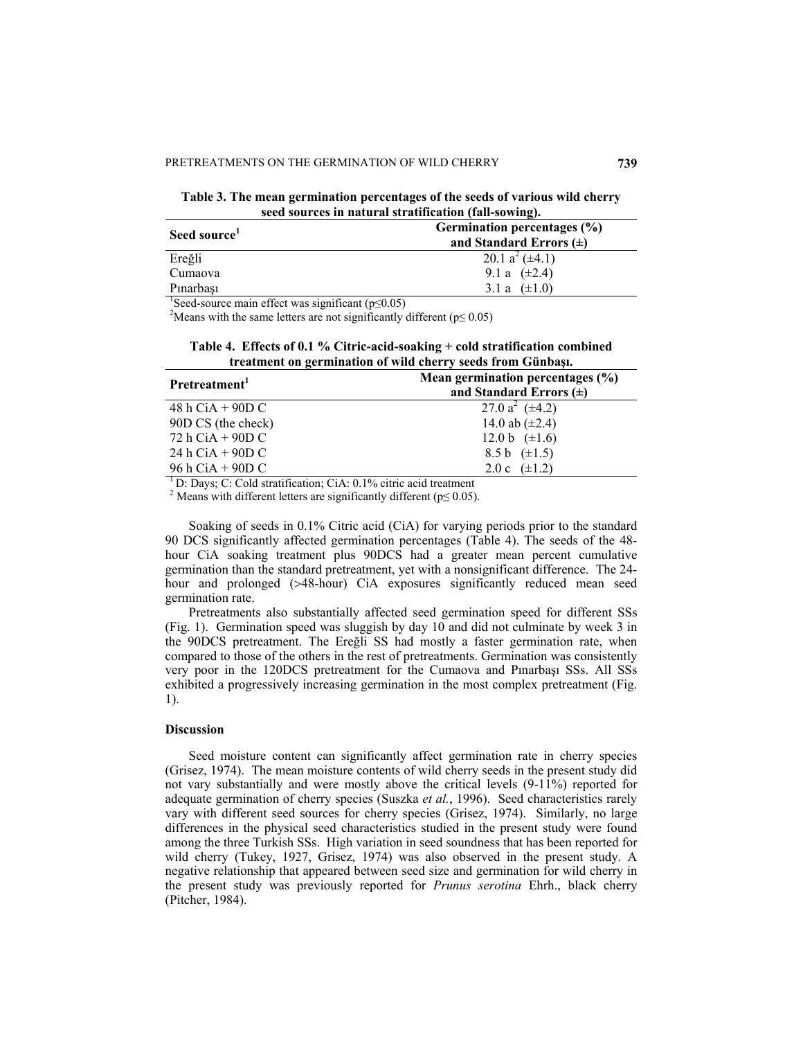**Table 3. The mean germination percentages of the seeds of various wild cherry seed sources in natural stratification (fall-sowing).**

| Seed source[1] | Germination percentages (%) and Standard Errors (±) |
|---|---|
| Ereğli | 20.1 a[2] (±4.1) |
| Cumaova | 9.1 a (±2.4) |
| Pınarbaşı | 3.1 a (±1.0) |

[1]Seed-source main effect was significant ($p \leq 0.05$)
[2]Means with the same letters are not significantly different ($p \leq 0.05$)

**Table 4. Effects of 0.1 % Citric-acid-soaking + cold stratification combined treatment on germination of wild cherry seeds from Günbaşı.**

| Pretreatment[1] | Mean germination percentages (%) and Standard Errors (±) |
|---|---|
| 48 h CiA + 90D C | 27.0 a[2] (±4.2) |
| 90D CS (the check) | 14.0 ab (±2.4) |
| 72 h CiA + 90D C | 12.0 b (±1.6) |
| 24 h CiA + 90D C | 8.5 b (±1.5) |
| 96 h CiA + 90D C | 2.0 c (±1.2) |

[1] D: Days; C: Cold stratification; CiA: 0.1% citric acid treatment
[2] Means with different letters are significantly different ($p \leq 0.05$).

Soaking of seeds in 0.1% Citric acid (CiA) for varying periods prior to the standard 90 DCS significantly affected germination percentages (Table 4). The seeds of the 48-hour CiA soaking treatment plus 90DCS had a greater mean percent cumulative germination than the standard pretreatment, yet with a nonsignificant difference. The 24-hour and prolonged (>48-hour) CiA exposures significantly reduced mean seed germination rate.

Pretreatments also substantially affected seed germination speed for different SSs (Fig. 1). Germination speed was sluggish by day 10 and did not culminate by week 3 in the 90DCS pretreatment. The Ereğli SS had mostly a faster germination rate, when compared to those of the others in the rest of pretreatments. Germination was consistently very poor in the 120DCS pretreatment for the Cumaova and Pınarbaşı SSs. All SSs exhibited a progressively increasing germination in the most complex pretreatment (Fig. 1).

## Discussion

Seed moisture content can significantly affect germination rate in cherry species (Grisez, 1974). The mean moisture contents of wild cherry seeds in the present study did not vary substantially and were mostly above the critical levels (9-11%) reported for adequate germination of cherry species (Suszka *et al.*, 1996). Seed characteristics rarely vary with different seed sources for cherry species (Grisez, 1974). Similarly, no large differences in the physical seed characteristics studied in the present study were found among the three Turkish SSs. High variation in seed soundness that has been reported for wild cherry (Tukey, 1927, Grisez, 1974) was also observed in the present study. A negative relationship that appeared between seed size and germination for wild cherry in the present study was previously reported for *Prunus serotina* Ehrh., black cherry (Pitcher, 1984).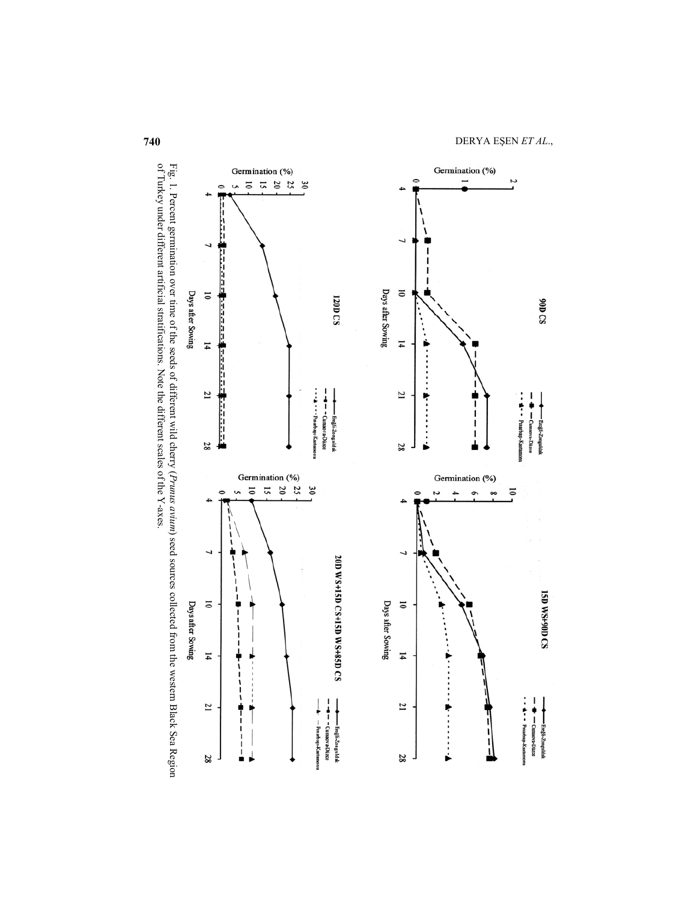Fig. 1. Percent germination over time of the seeds of different wild cherry (*Prunus avium*) seed sources collected from the western Black Sea Region of Turkey under different artificial stratifications. Note the different scales of the Y-axes.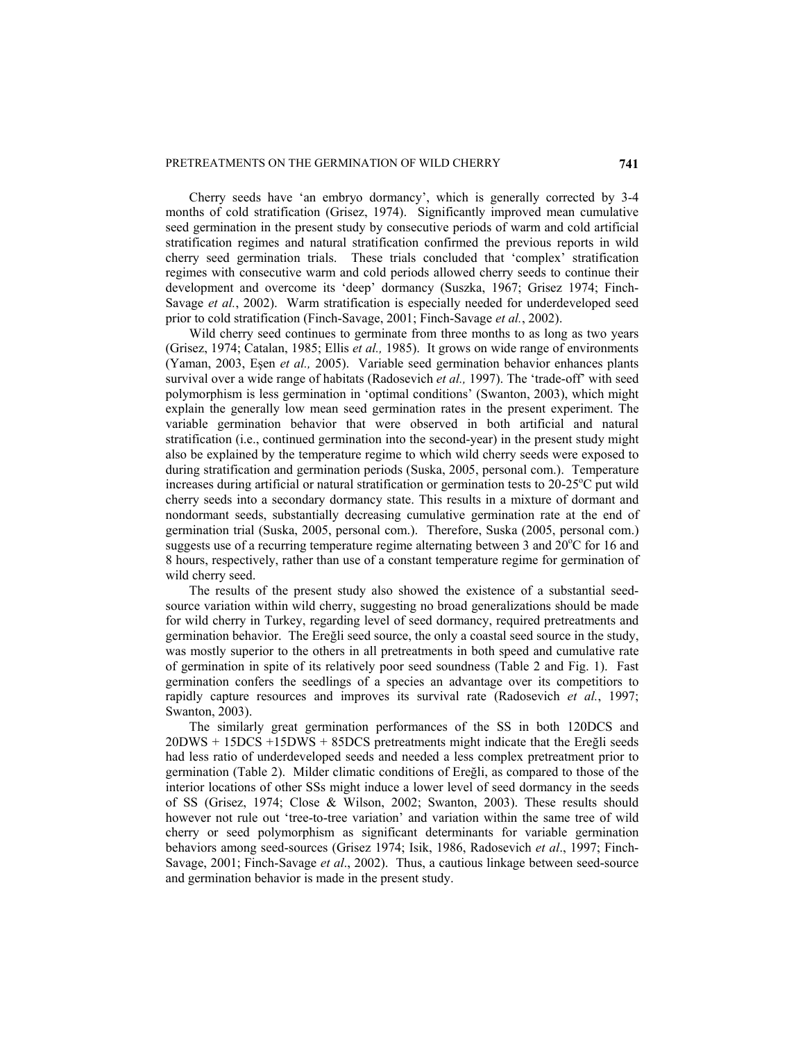Cherry seeds have 'an embryo dormancy', which is generally corrected by 3-4 months of cold stratification (Grisez, 1974). Significantly improved mean cumulative seed germination in the present study by consecutive periods of warm and cold artificial stratification regimes and natural stratification confirmed the previous reports in wild cherry seed germination trials. These trials concluded that 'complex' stratification regimes with consecutive warm and cold periods allowed cherry seeds to continue their development and overcome its 'deep' dormancy (Suszka, 1967; Grisez 1974; Finch-Savage *et al.*, 2002). Warm stratification is especially needed for underdeveloped seed prior to cold stratification (Finch-Savage, 2001; Finch-Savage *et al.*, 2002).

Wild cherry seed continues to germinate from three months to as long as two years (Grisez, 1974; Catalan, 1985; Ellis *et al.,* 1985). It grows on wide range of environments (Yaman, 2003, Eşen *et al.,* 2005). Variable seed germination behavior enhances plants survival over a wide range of habitats (Radosevich *et al.,* 1997). The 'trade-off' with seed polymorphism is less germination in 'optimal conditions' (Swanton, 2003), which might explain the generally low mean seed germination rates in the present experiment. The variable germination behavior that were observed in both artificial and natural stratification (i.e., continued germination into the second-year) in the present study might also be explained by the temperature regime to which wild cherry seeds were exposed to during stratification and germination periods (Suska, 2005, personal com.). Temperature increases during artificial or natural stratification or germination tests to 20-25°C put wild cherry seeds into a secondary dormancy state. This results in a mixture of dormant and nondormant seeds, substantially decreasing cumulative germination rate at the end of germination trial (Suska, 2005, personal com.). Therefore, Suska (2005, personal com.) suggests use of a recurring temperature regime alternating between 3 and 20°C for 16 and 8 hours, respectively, rather than use of a constant temperature regime for germination of wild cherry seed.

The results of the present study also showed the existence of a substantial seed-source variation within wild cherry, suggesting no broad generalizations should be made for wild cherry in Turkey, regarding level of seed dormancy, required pretreatments and germination behavior. The Ereğli seed source, the only a coastal seed source in the study, was mostly superior to the others in all pretreatments in both speed and cumulative rate of germination in spite of its relatively poor seed soundness (Table 2 and Fig. 1). Fast germination confers the seedlings of a species an advantage over its competitiors to rapidly capture resources and improves its survival rate (Radosevich *et al.*, 1997; Swanton, 2003).

The similarly great germination performances of the SS in both 120DCS and 20DWS + 15DCS +15DWS + 85DCS pretreatments might indicate that the Ereğli seeds had less ratio of underdeveloped seeds and needed a less complex pretreatment prior to germination (Table 2). Milder climatic conditions of Ereğli, as compared to those of the interior locations of other SSs might induce a lower level of seed dormancy in the seeds of SS (Grisez, 1974; Close & Wilson, 2002; Swanton, 2003). These results should however not rule out 'tree-to-tree variation' and variation within the same tree of wild cherry or seed polymorphism as significant determinants for variable germination behaviors among seed-sources (Grisez 1974; Isik, 1986, Radosevich *et al*., 1997; Finch-Savage, 2001; Finch-Savage *et al*., 2002). Thus, a cautious linkage between seed-source and germination behavior is made in the present study.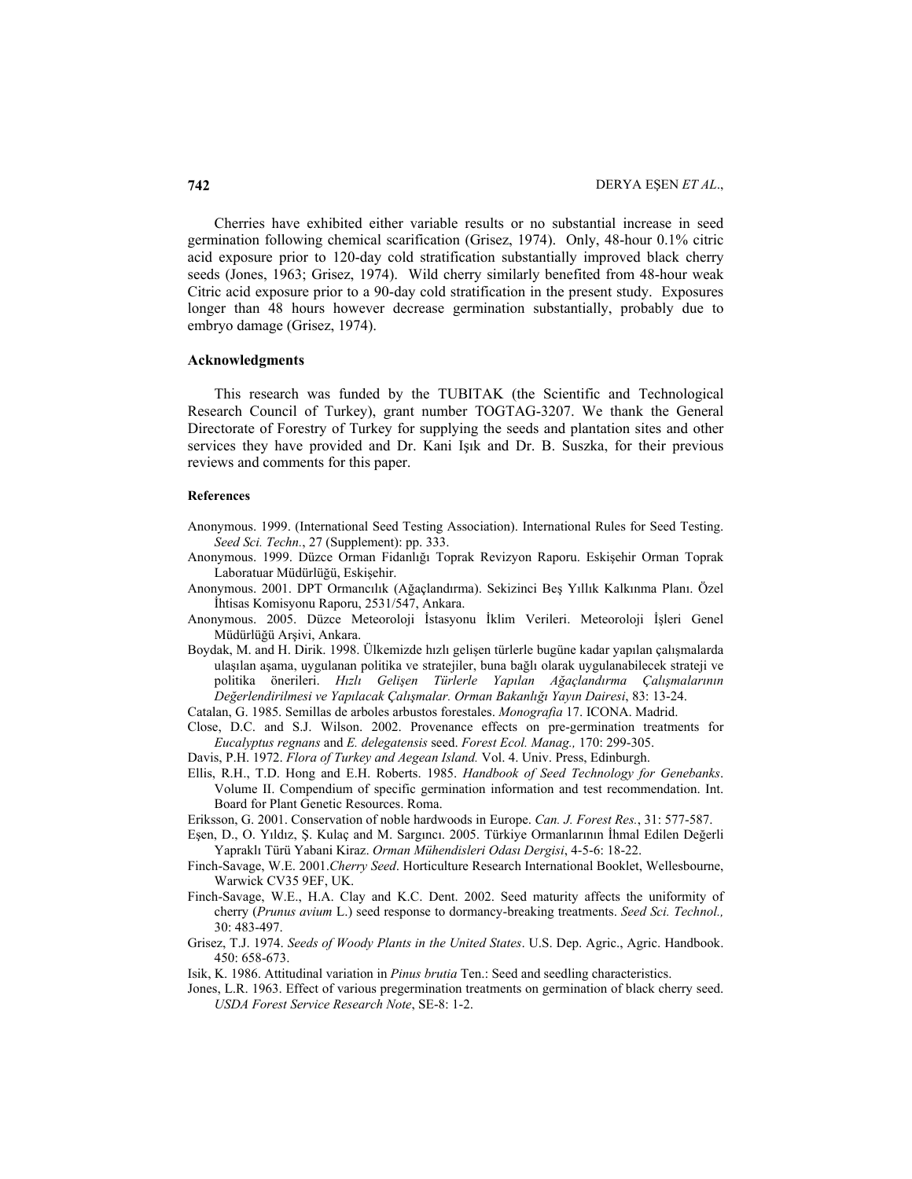Cherries have exhibited either variable results or no substantial increase in seed germination following chemical scarification (Grisez, 1974). Only, 48-hour 0.1% citric acid exposure prior to 120-day cold stratification substantially improved black cherry seeds (Jones, 1963; Grisez, 1974). Wild cherry similarly benefited from 48-hour weak Citric acid exposure prior to a 90-day cold stratification in the present study. Exposures longer than 48 hours however decrease germination substantially, probably due to embryo damage (Grisez, 1974).

## Acknowledgments

This research was funded by the TUBITAK (the Scientific and Technological Research Council of Turkey), grant number TOGTAG-3207. We thank the General Directorate of Forestry of Turkey for supplying the seeds and plantation sites and other services they have provided and Dr. Kani Işık and Dr. B. Suszka, for their previous reviews and comments for this paper.

## References

Anonymous. 1999. (International Seed Testing Association). International Rules for Seed Testing. *Seed Sci. Techn.*, 27 (Supplement): pp. 333.

Anonymous. 1999. Düzce Orman Fidanlığı Toprak Revizyon Raporu. Eskişehir Orman Toprak Laboratuar Müdürlüğü, Eskişehir.

Anonymous. 2001. DPT Ormancılık (Ağaçlandırma). Sekizinci Beş Yıllık Kalkınma Planı. Özel İhtisas Komisyonu Raporu, 2531/547, Ankara.

Anonymous. 2005. Düzce Meteoroloji İstasyonu İklim Verileri. Meteoroloji İşleri Genel Müdürlüğü Arşivi, Ankara.

Boydak, M. and H. Dirik. 1998. Ülkemizde hızlı gelişen türlerle bugüne kadar yapılan çalışmalarda ulaşılan aşama, uygulanan politika ve stratejiler, buna bağlı olarak uygulanabilecek strateji ve politika önerileri. *Hızlı Gelişen Türlerle Yapılan Ağaçlandırma Çalışmalarının Değerlendirilmesi ve Yapılacak Çalışmalar. Orman Bakanlığı Yayın Dairesi*, 83: 13-24.

Catalan, G. 1985. Semillas de arboles arbustos forestales. *Monografia* 17. ICONA. Madrid.

Close, D.C. and S.J. Wilson. 2002. Provenance effects on pre-germination treatments for *Eucalyptus regnans* and *E. delegatensis* seed. *Forest Ecol. Manag.,* 170: 299-305.

Davis, P.H. 1972. *Flora of Turkey and Aegean Island.* Vol. 4. Univ. Press, Edinburgh.

Ellis, R.H., T.D. Hong and E.H. Roberts. 1985. *Handbook of Seed Technology for Genebanks*. Volume II. Compendium of specific germination information and test recommendation. Int. Board for Plant Genetic Resources. Roma.

Eriksson, G. 2001. Conservation of noble hardwoods in Europe. *Can. J. Forest Res.*, 31: 577-587.

Eşen, D., O. Yıldız, Ş. Kulaç and M. Sargıncı. 2005. Türkiye Ormanlarının İhmal Edilen Değerli Yapraklı Türü Yabani Kiraz. *Orman Mühendisleri Odası Dergisi*, 4-5-6: 18-22.

Finch-Savage, W.E. 2001.*Cherry Seed*. Horticulture Research International Booklet, Wellesbourne, Warwick CV35 9EF, UK.

Finch-Savage, W.E., H.A. Clay and K.C. Dent. 2002. Seed maturity affects the uniformity of cherry (*Prunus avium* L.) seed response to dormancy-breaking treatments. *Seed Sci. Technol.,* 30: 483-497.

Grisez, T.J. 1974. *Seeds of Woody Plants in the United States*. U.S. Dep. Agric., Agric. Handbook. 450: 658-673.

Isik, K. 1986. Attitudinal variation in *Pinus brutia* Ten.: Seed and seedling characteristics.

Jones, L.R. 1963. Effect of various pregermination treatments on germination of black cherry seed. *USDA Forest Service Research Note*, SE-8: 1-2.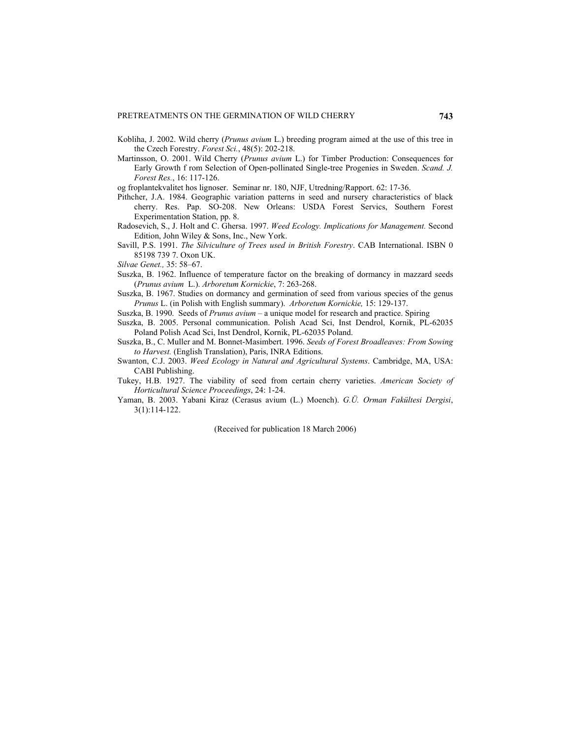Kobliha, J. 2002. Wild cherry (*Prunus avium* L.) breeding program aimed at the use of this tree in the Czech Forestry. *Forest Sci.*, 48(5): 202-218.

Martinsson, O. 2001. Wild Cherry (*Prunus avium* L.) for Timber Production: Consequences for Early Growth f rom Selection of Open-pollinated Single-tree Progenies in Sweden. *Scand. J. Forest Res.*, 16: 117-126.

og froplantekvalitet hos lignoser. Seminar nr. 180, NJF, Utredning/Rapport. 62: 17-36.

Pithcher, J.A. 1984. Geographic variation patterns in seed and nursery characteristics of black cherry. Res. Pap. SO-208. New Orleans: USDA Forest Servics, Southern Forest Experimentation Station, pp. 8.

Radosevich, S., J. Holt and C. Ghersa. 1997. *Weed Ecology. Implications for Management.* Second Edition, John Wiley & Sons, Inc., New York.

Savill, P.S. 1991. *The Silviculture of Trees used in British Forestry*. CAB International. ISBN 0 85198 739 7. Oxon UK.

*Silvae Genet.,* 35: 58–67.

Suszka, B. 1962. Influence of temperature factor on the breaking of dormancy in mazzard seeds (*Prunus avium* L.). *Arboretum Kornickie*, 7: 263-268.

Suszka, B. 1967. Studies on dormancy and germination of seed from various species of the genus *Prunus* L. (in Polish with English summary). *Arboretum Kornickie,* 15: 129-137.

Suszka, B. 1990. Seeds of *Prunus avium* – a unique model for research and practice. Spiring

Suszka, B. 2005. Personal communication. Polish Acad Sci, Inst Dendrol, Kornik, PL-62035 Poland Polish Acad Sci, Inst Dendrol, Kornik, PL-62035 Poland.

Suszka, B., C. Muller and M. Bonnet-Masimbert. 1996. *Seeds of Forest Broadleaves: From Sowing to Harvest.* (English Translation), Paris, INRA Editions.

Swanton, C.J. 2003. *Weed Ecology in Natural and Agricultural Systems*. Cambridge, MA, USA: CABI Publishing.

Tukey, H.B. 1927. The viability of seed from certain cherry varieties. *American Society of Horticultural Science Proceedings*, 24: 1-24.

Yaman, B. 2003. Yabani Kiraz (Cerasus avium (L.) Moench). *G.Ü. Orman Fakültesi Dergisi*, 3(1):114-122.

(Received for publication 18 March 2006)